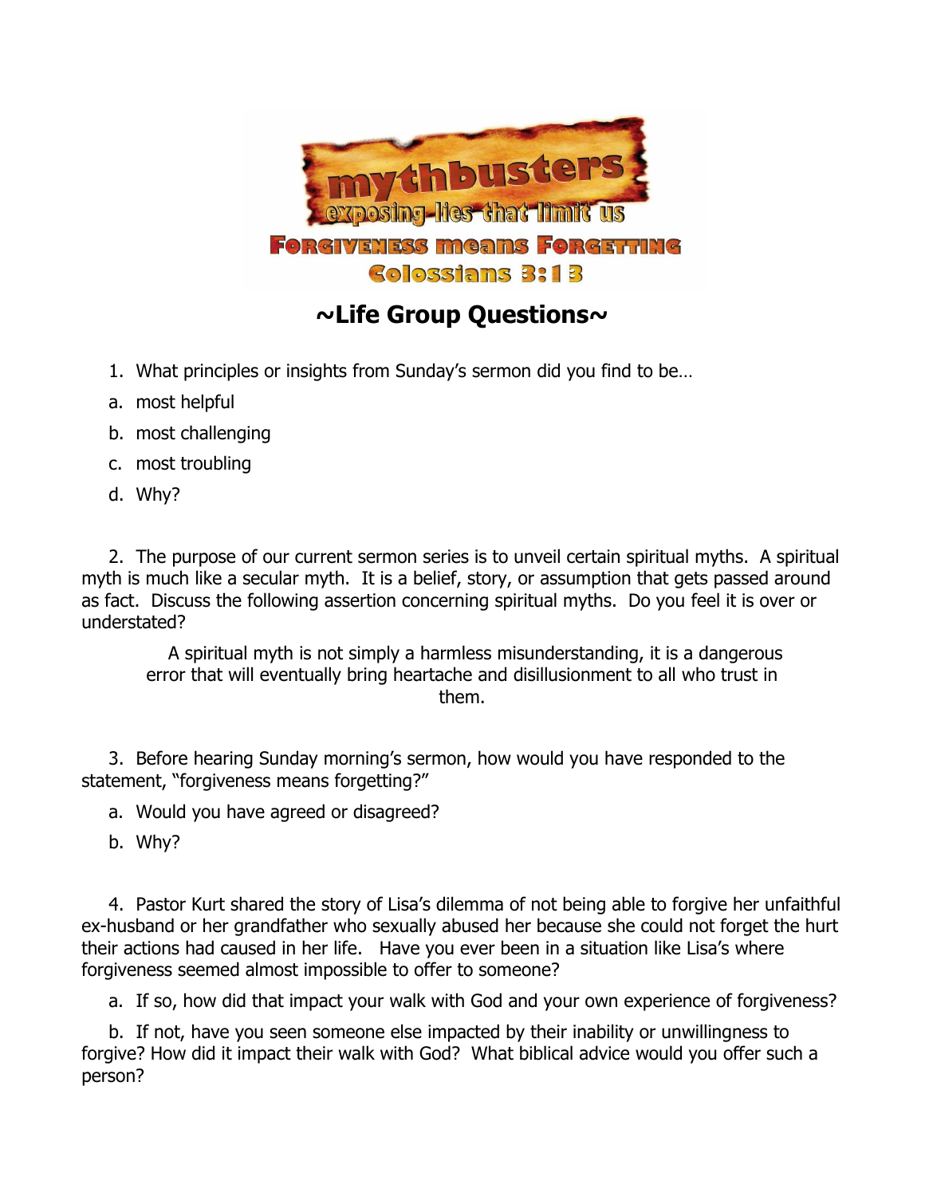# mythbusters

exposing lies that limit us

**Forgiveness means Forgetting**

**Colossians 3:13**

## ~Life Group Questions~

1. What principles or insights from Sunday's sermon did you find to be…
   a. most helpful
   b. most challenging
   c. most troubling
   d. Why?

2. The purpose of our current sermon series is to unveil certain spiritual myths. A spiritual myth is much like a secular myth. It is a belief, story, or assumption that gets passed around as fact. Discuss the following assertion concerning spiritual myths. Do you feel it is over or understated?

   > A spiritual myth is not simply a harmless misunderstanding, it is a dangerous error that will eventually bring heartache and disillusionment to all who trust in them.

3. Before hearing Sunday morning's sermon, how would you have responded to the statement, "forgiveness means forgetting?"
   a. Would you have agreed or disagreed?
   b. Why?

4. Pastor Kurt shared the story of Lisa's dilemma of not being able to forgive her unfaithful ex-husband or her grandfather who sexually abused her because she could not forget the hurt their actions had caused in her life. Have you ever been in a situation like Lisa's where forgiveness seemed almost impossible to offer to someone?
   a. If so, how did that impact your walk with God and your own experience of forgiveness?
   b. If not, have you seen someone else impacted by their inability or unwillingness to forgive? How did it impact their walk with God? What biblical advice would you offer such a person?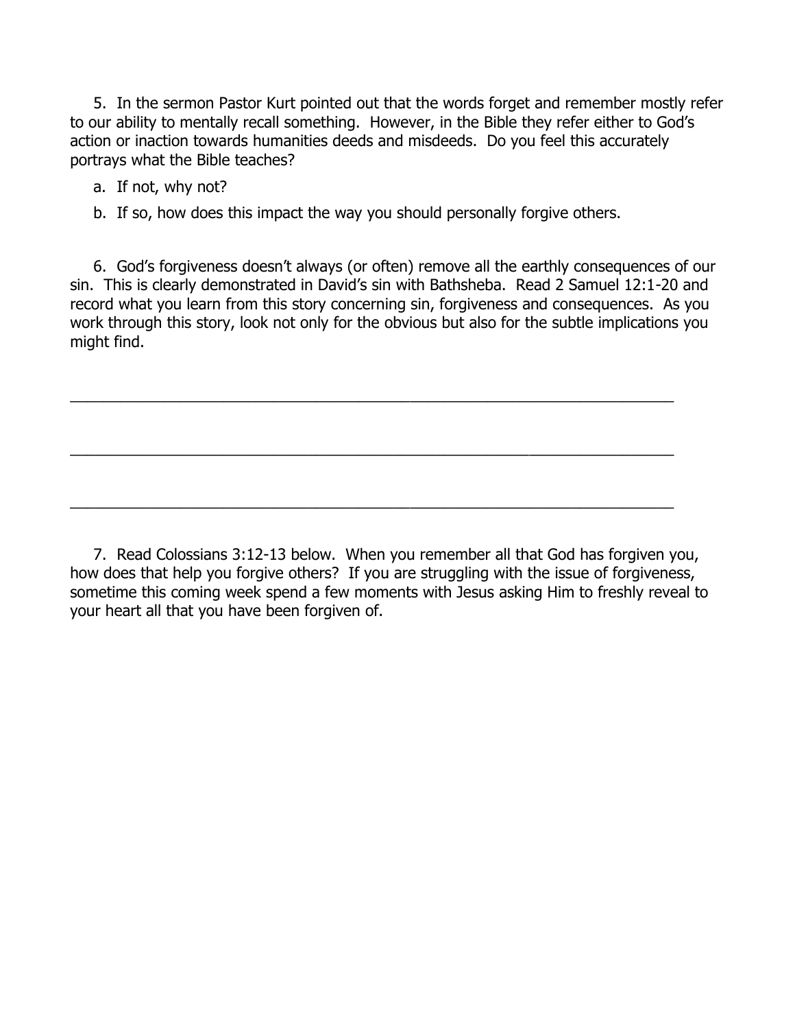5. In the sermon Pastor Kurt pointed out that the words forget and remember mostly refer to our ability to mentally recall something. However, in the Bible they refer either to God's action or inaction towards humanities deeds and misdeeds. Do you feel this accurately portrays what the Bible teaches?

   a. If not, why not?

   b. If so, how does this impact the way you should personally forgive others.

6. God's forgiveness doesn't always (or often) remove all the earthly consequences of our sin. This is clearly demonstrated in David's sin with Bathsheba. Read 2 Samuel 12:1-20 and record what you learn from this story concerning sin, forgiveness and consequences. As you work through this story, look not only for the obvious but also for the subtle implications you might find.

_____________________________________________________________________________

_____________________________________________________________________________

_____________________________________________________________________________

7. Read Colossians 3:12-13 below. When you remember all that God has forgiven you, how does that help you forgive others? If you are struggling with the issue of forgiveness, sometime this coming week spend a few moments with Jesus asking Him to freshly reveal to your heart all that you have been forgiven of.